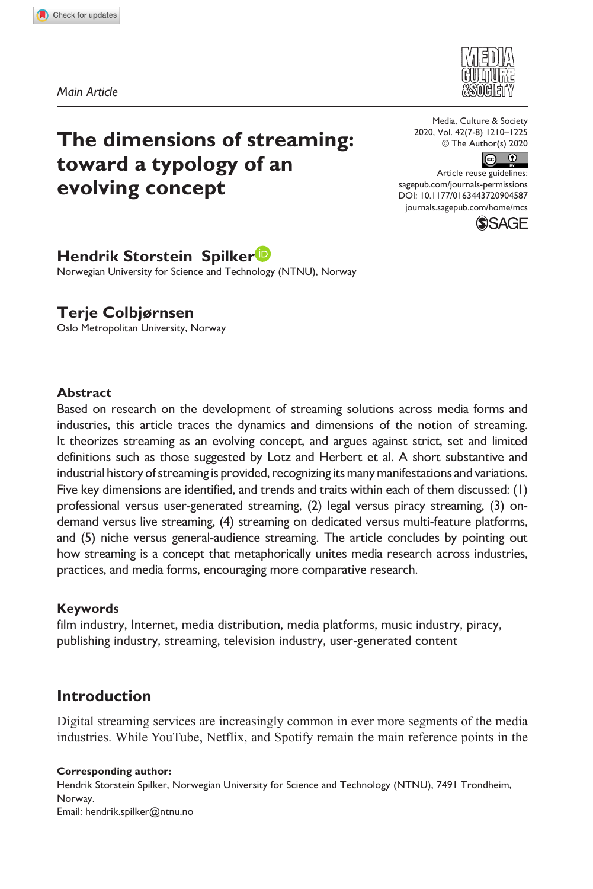Main Article

# The dimensions of streaming: toward a typology of an evolving concept

Media, Culture & Society
2020, Vol. 42(7-8) 1210–1225
© The Author(s) 2020
Article reuse guidelines:
sagepub.com/journals-permissions
DOI: 10.1177/0163443720904587
journals.sagepub.com/home/mcs

**Hendrik Storstein Spilker**
Norwegian University for Science and Technology (NTNU), Norway

**Terje Colbjørnsen**
Oslo Metropolitan University, Norway

## Abstract

Based on research on the development of streaming solutions across media forms and industries, this article traces the dynamics and dimensions of the notion of streaming. It theorizes streaming as an evolving concept, and argues against strict, set and limited definitions such as those suggested by Lotz and Herbert et al. A short substantive and industrial history of streaming is provided, recognizing its many manifestations and variations. Five key dimensions are identified, and trends and traits within each of them discussed: (1) professional versus user-generated streaming, (2) legal versus piracy streaming, (3) on-demand versus live streaming, (4) streaming on dedicated versus multi-feature platforms, and (5) niche versus general-audience streaming. The article concludes by pointing out how streaming is a concept that metaphorically unites media research across industries, practices, and media forms, encouraging more comparative research.

## Keywords

film industry, Internet, media distribution, media platforms, music industry, piracy, publishing industry, streaming, television industry, user-generated content

## Introduction

Digital streaming services are increasingly common in ever more segments of the media industries. While YouTube, Netflix, and Spotify remain the main reference points in the

**Corresponding author:**
Hendrik Storstein Spilker, Norwegian University for Science and Technology (NTNU), 7491 Trondheim, Norway.
Email: hendrik.spilker@ntnu.no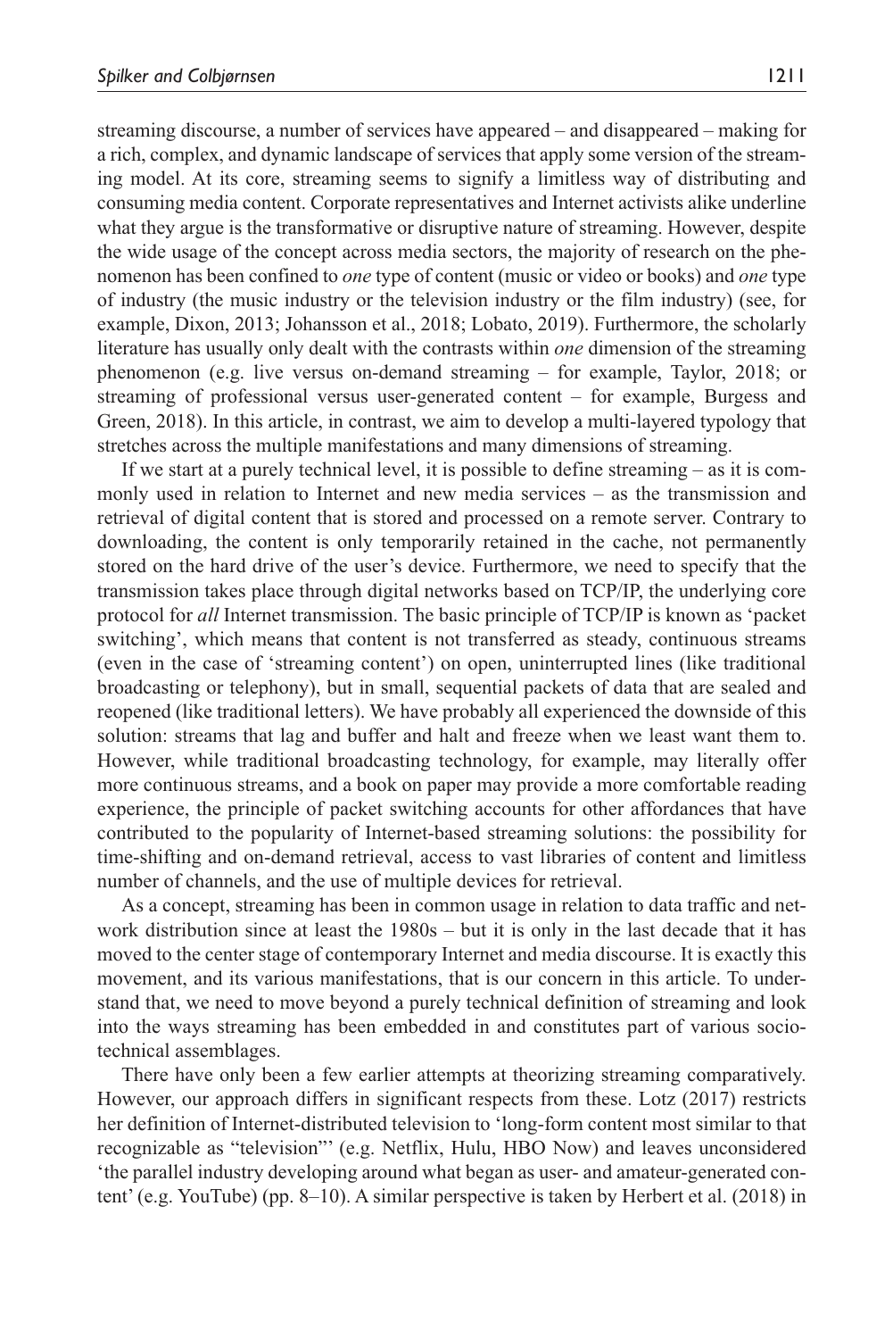streaming discourse, a number of services have appeared – and disappeared – making for a rich, complex, and dynamic landscape of services that apply some version of the streaming model. At its core, streaming seems to signify a limitless way of distributing and consuming media content. Corporate representatives and Internet activists alike underline what they argue is the transformative or disruptive nature of streaming. However, despite the wide usage of the concept across media sectors, the majority of research on the phenomenon has been confined to *one* type of content (music or video or books) and *one* type of industry (the music industry or the television industry or the film industry) (see, for example, Dixon, 2013; Johansson et al., 2018; Lobato, 2019). Furthermore, the scholarly literature has usually only dealt with the contrasts within *one* dimension of the streaming phenomenon (e.g. live versus on-demand streaming – for example, Taylor, 2018; or streaming of professional versus user-generated content – for example, Burgess and Green, 2018). In this article, in contrast, we aim to develop a multi-layered typology that stretches across the multiple manifestations and many dimensions of streaming.

If we start at a purely technical level, it is possible to define streaming – as it is commonly used in relation to Internet and new media services – as the transmission and retrieval of digital content that is stored and processed on a remote server. Contrary to downloading, the content is only temporarily retained in the cache, not permanently stored on the hard drive of the user's device. Furthermore, we need to specify that the transmission takes place through digital networks based on TCP/IP, the underlying core protocol for *all* Internet transmission. The basic principle of TCP/IP is known as 'packet switching', which means that content is not transferred as steady, continuous streams (even in the case of 'streaming content') on open, uninterrupted lines (like traditional broadcasting or telephony), but in small, sequential packets of data that are sealed and reopened (like traditional letters). We have probably all experienced the downside of this solution: streams that lag and buffer and halt and freeze when we least want them to. However, while traditional broadcasting technology, for example, may literally offer more continuous streams, and a book on paper may provide a more comfortable reading experience, the principle of packet switching accounts for other affordances that have contributed to the popularity of Internet-based streaming solutions: the possibility for time-shifting and on-demand retrieval, access to vast libraries of content and limitless number of channels, and the use of multiple devices for retrieval.

As a concept, streaming has been in common usage in relation to data traffic and network distribution since at least the 1980s – but it is only in the last decade that it has moved to the center stage of contemporary Internet and media discourse. It is exactly this movement, and its various manifestations, that is our concern in this article. To understand that, we need to move beyond a purely technical definition of streaming and look into the ways streaming has been embedded in and constitutes part of various sociotechnical assemblages.

There have only been a few earlier attempts at theorizing streaming comparatively. However, our approach differs in significant respects from these. Lotz (2017) restricts her definition of Internet-distributed television to 'long-form content most similar to that recognizable as "television"' (e.g. Netflix, Hulu, HBO Now) and leaves unconsidered 'the parallel industry developing around what began as user- and amateur-generated content' (e.g. YouTube) (pp. 8–10). A similar perspective is taken by Herbert et al. (2018) in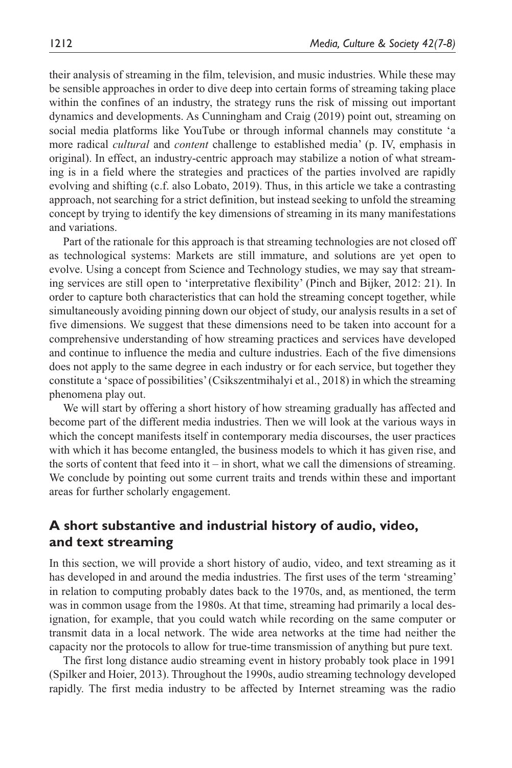their analysis of streaming in the film, television, and music industries. While these may be sensible approaches in order to dive deep into certain forms of streaming taking place within the confines of an industry, the strategy runs the risk of missing out important dynamics and developments. As Cunningham and Craig (2019) point out, streaming on social media platforms like YouTube or through informal channels may constitute 'a more radical *cultural* and *content* challenge to established media' (p. IV, emphasis in original). In effect, an industry-centric approach may stabilize a notion of what streaming is in a field where the strategies and practices of the parties involved are rapidly evolving and shifting (c.f. also Lobato, 2019). Thus, in this article we take a contrasting approach, not searching for a strict definition, but instead seeking to unfold the streaming concept by trying to identify the key dimensions of streaming in its many manifestations and variations.

Part of the rationale for this approach is that streaming technologies are not closed off as technological systems: Markets are still immature, and solutions are yet open to evolve. Using a concept from Science and Technology studies, we may say that streaming services are still open to 'interpretative flexibility' (Pinch and Bijker, 2012: 21). In order to capture both characteristics that can hold the streaming concept together, while simultaneously avoiding pinning down our object of study, our analysis results in a set of five dimensions. We suggest that these dimensions need to be taken into account for a comprehensive understanding of how streaming practices and services have developed and continue to influence the media and culture industries. Each of the five dimensions does not apply to the same degree in each industry or for each service, but together they constitute a 'space of possibilities' (Csikszentmihalyi et al., 2018) in which the streaming phenomena play out.

We will start by offering a short history of how streaming gradually has affected and become part of the different media industries. Then we will look at the various ways in which the concept manifests itself in contemporary media discourses, the user practices with which it has become entangled, the business models to which it has given rise, and the sorts of content that feed into it – in short, what we call the dimensions of streaming. We conclude by pointing out some current traits and trends within these and important areas for further scholarly engagement.

## A short substantive and industrial history of audio, video, and text streaming

In this section, we will provide a short history of audio, video, and text streaming as it has developed in and around the media industries. The first uses of the term 'streaming' in relation to computing probably dates back to the 1970s, and, as mentioned, the term was in common usage from the 1980s. At that time, streaming had primarily a local designation, for example, that you could watch while recording on the same computer or transmit data in a local network. The wide area networks at the time had neither the capacity nor the protocols to allow for true-time transmission of anything but pure text.

The first long distance audio streaming event in history probably took place in 1991 (Spilker and Hoier, 2013). Throughout the 1990s, audio streaming technology developed rapidly. The first media industry to be affected by Internet streaming was the radio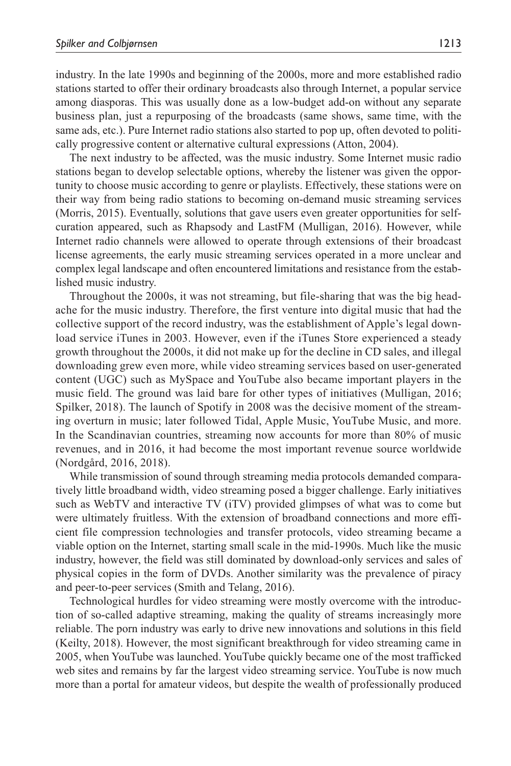industry. In the late 1990s and beginning of the 2000s, more and more established radio stations started to offer their ordinary broadcasts also through Internet, a popular service among diasporas. This was usually done as a low-budget add-on without any separate business plan, just a repurposing of the broadcasts (same shows, same time, with the same ads, etc.). Pure Internet radio stations also started to pop up, often devoted to politically progressive content or alternative cultural expressions (Atton, 2004).

The next industry to be affected, was the music industry. Some Internet music radio stations began to develop selectable options, whereby the listener was given the opportunity to choose music according to genre or playlists. Effectively, these stations were on their way from being radio stations to becoming on-demand music streaming services (Morris, 2015). Eventually, solutions that gave users even greater opportunities for self-curation appeared, such as Rhapsody and LastFM (Mulligan, 2016). However, while Internet radio channels were allowed to operate through extensions of their broadcast license agreements, the early music streaming services operated in a more unclear and complex legal landscape and often encountered limitations and resistance from the established music industry.

Throughout the 2000s, it was not streaming, but file-sharing that was the big headache for the music industry. Therefore, the first venture into digital music that had the collective support of the record industry, was the establishment of Apple's legal download service iTunes in 2003. However, even if the iTunes Store experienced a steady growth throughout the 2000s, it did not make up for the decline in CD sales, and illegal downloading grew even more, while video streaming services based on user-generated content (UGC) such as MySpace and YouTube also became important players in the music field. The ground was laid bare for other types of initiatives (Mulligan, 2016; Spilker, 2018). The launch of Spotify in 2008 was the decisive moment of the streaming overturn in music; later followed Tidal, Apple Music, YouTube Music, and more. In the Scandinavian countries, streaming now accounts for more than 80% of music revenues, and in 2016, it had become the most important revenue source worldwide (Nordgård, 2016, 2018).

While transmission of sound through streaming media protocols demanded comparatively little broadband width, video streaming posed a bigger challenge. Early initiatives such as WebTV and interactive TV (iTV) provided glimpses of what was to come but were ultimately fruitless. With the extension of broadband connections and more efficient file compression technologies and transfer protocols, video streaming became a viable option on the Internet, starting small scale in the mid-1990s. Much like the music industry, however, the field was still dominated by download-only services and sales of physical copies in the form of DVDs. Another similarity was the prevalence of piracy and peer-to-peer services (Smith and Telang, 2016).

Technological hurdles for video streaming were mostly overcome with the introduction of so-called adaptive streaming, making the quality of streams increasingly more reliable. The porn industry was early to drive new innovations and solutions in this field (Keilty, 2018). However, the most significant breakthrough for video streaming came in 2005, when YouTube was launched. YouTube quickly became one of the most trafficked web sites and remains by far the largest video streaming service. YouTube is now much more than a portal for amateur videos, but despite the wealth of professionally produced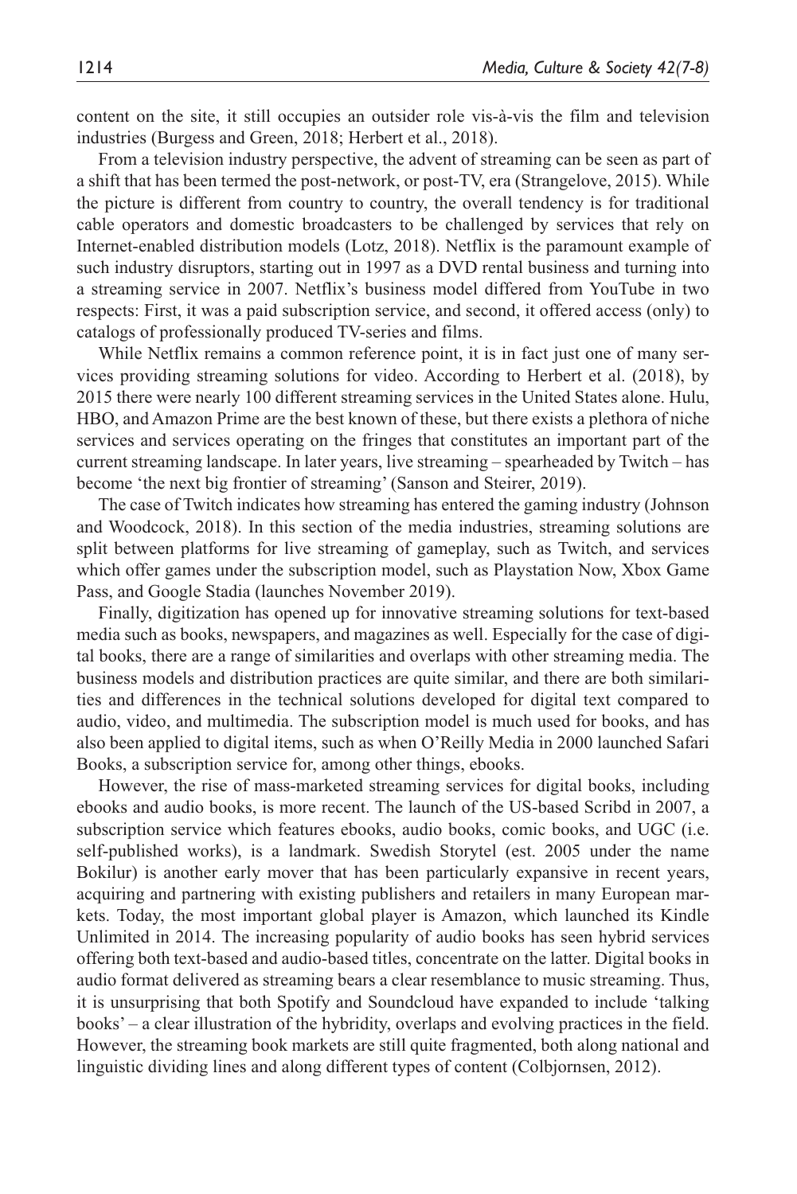content on the site, it still occupies an outsider role vis-à-vis the film and television industries (Burgess and Green, 2018; Herbert et al., 2018).

From a television industry perspective, the advent of streaming can be seen as part of a shift that has been termed the post-network, or post-TV, era (Strangelove, 2015). While the picture is different from country to country, the overall tendency is for traditional cable operators and domestic broadcasters to be challenged by services that rely on Internet-enabled distribution models (Lotz, 2018). Netflix is the paramount example of such industry disruptors, starting out in 1997 as a DVD rental business and turning into a streaming service in 2007. Netflix's business model differed from YouTube in two respects: First, it was a paid subscription service, and second, it offered access (only) to catalogs of professionally produced TV-series and films.

While Netflix remains a common reference point, it is in fact just one of many services providing streaming solutions for video. According to Herbert et al. (2018), by 2015 there were nearly 100 different streaming services in the United States alone. Hulu, HBO, and Amazon Prime are the best known of these, but there exists a plethora of niche services and services operating on the fringes that constitutes an important part of the current streaming landscape. In later years, live streaming – spearheaded by Twitch – has become 'the next big frontier of streaming' (Sanson and Steirer, 2019).

The case of Twitch indicates how streaming has entered the gaming industry (Johnson and Woodcock, 2018). In this section of the media industries, streaming solutions are split between platforms for live streaming of gameplay, such as Twitch, and services which offer games under the subscription model, such as Playstation Now, Xbox Game Pass, and Google Stadia (launches November 2019).

Finally, digitization has opened up for innovative streaming solutions for text-based media such as books, newspapers, and magazines as well. Especially for the case of digital books, there are a range of similarities and overlaps with other streaming media. The business models and distribution practices are quite similar, and there are both similarities and differences in the technical solutions developed for digital text compared to audio, video, and multimedia. The subscription model is much used for books, and has also been applied to digital items, such as when O'Reilly Media in 2000 launched Safari Books, a subscription service for, among other things, ebooks.

However, the rise of mass-marketed streaming services for digital books, including ebooks and audio books, is more recent. The launch of the US-based Scribd in 2007, a subscription service which features ebooks, audio books, comic books, and UGC (i.e. self-published works), is a landmark. Swedish Storytel (est. 2005 under the name Bokilur) is another early mover that has been particularly expansive in recent years, acquiring and partnering with existing publishers and retailers in many European markets. Today, the most important global player is Amazon, which launched its Kindle Unlimited in 2014. The increasing popularity of audio books has seen hybrid services offering both text-based and audio-based titles, concentrate on the latter. Digital books in audio format delivered as streaming bears a clear resemblance to music streaming. Thus, it is unsurprising that both Spotify and Soundcloud have expanded to include 'talking books' – a clear illustration of the hybridity, overlaps and evolving practices in the field. However, the streaming book markets are still quite fragmented, both along national and linguistic dividing lines and along different types of content (Colbjornsen, 2012).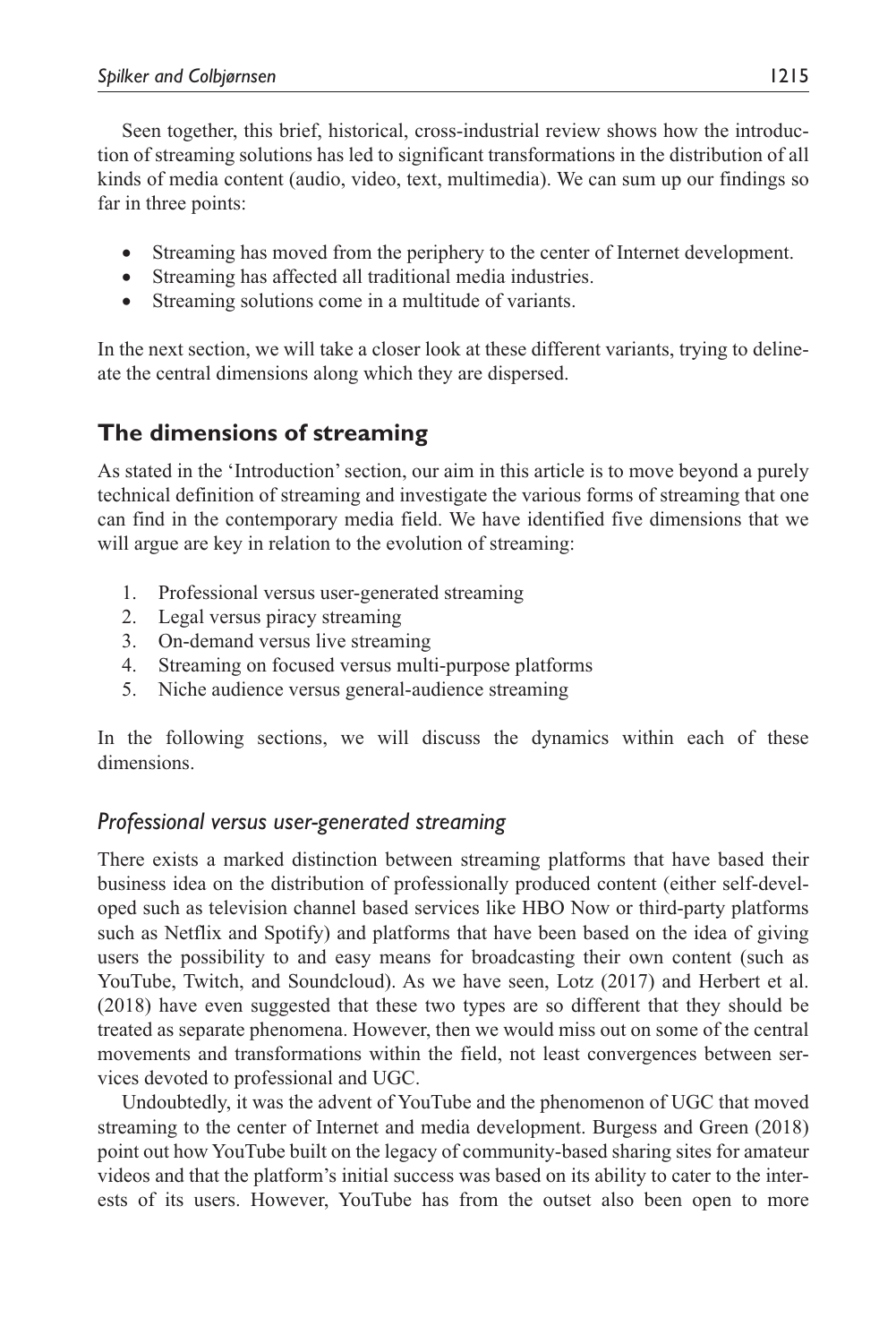Seen together, this brief, historical, cross-industrial review shows how the introduction of streaming solutions has led to significant transformations in the distribution of all kinds of media content (audio, video, text, multimedia). We can sum up our findings so far in three points:

- Streaming has moved from the periphery to the center of Internet development.
- Streaming has affected all traditional media industries.
- Streaming solutions come in a multitude of variants.

In the next section, we will take a closer look at these different variants, trying to delineate the central dimensions along which they are dispersed.

## The dimensions of streaming

As stated in the 'Introduction' section, our aim in this article is to move beyond a purely technical definition of streaming and investigate the various forms of streaming that one can find in the contemporary media field. We have identified five dimensions that we will argue are key in relation to the evolution of streaming:

1. Professional versus user-generated streaming
2. Legal versus piracy streaming
3. On-demand versus live streaming
4. Streaming on focused versus multi-purpose platforms
5. Niche audience versus general-audience streaming

In the following sections, we will discuss the dynamics within each of these dimensions.

### *Professional versus user-generated streaming*

There exists a marked distinction between streaming platforms that have based their business idea on the distribution of professionally produced content (either self-developed such as television channel based services like HBO Now or third-party platforms such as Netflix and Spotify) and platforms that have been based on the idea of giving users the possibility to and easy means for broadcasting their own content (such as YouTube, Twitch, and Soundcloud). As we have seen, Lotz (2017) and Herbert et al. (2018) have even suggested that these two types are so different that they should be treated as separate phenomena. However, then we would miss out on some of the central movements and transformations within the field, not least convergences between services devoted to professional and UGC.

Undoubtedly, it was the advent of YouTube and the phenomenon of UGC that moved streaming to the center of Internet and media development. Burgess and Green (2018) point out how YouTube built on the legacy of community-based sharing sites for amateur videos and that the platform's initial success was based on its ability to cater to the interests of its users. However, YouTube has from the outset also been open to more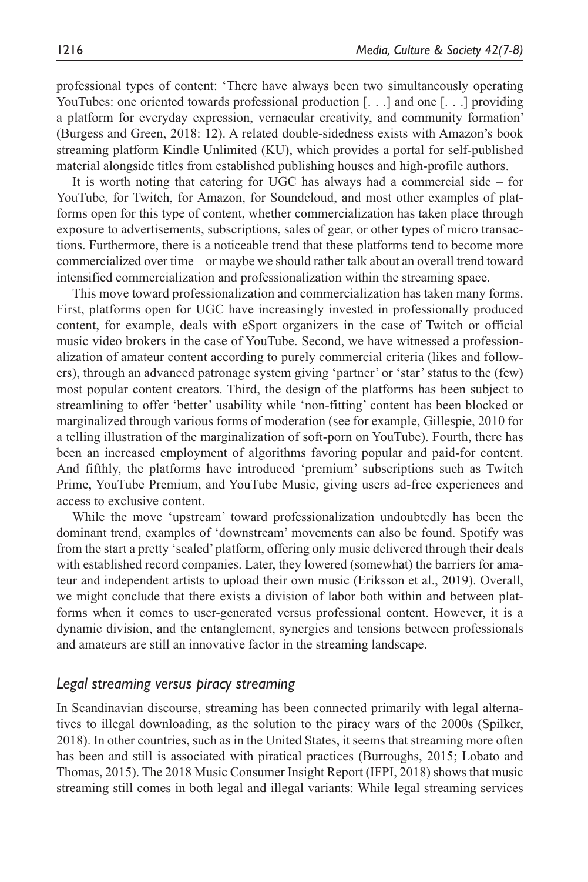professional types of content: 'There have always been two simultaneously operating YouTubes: one oriented towards professional production [. . .] and one [. . .] providing a platform for everyday expression, vernacular creativity, and community formation' (Burgess and Green, 2018: 12). A related double-sidedness exists with Amazon's book streaming platform Kindle Unlimited (KU), which provides a portal for self-published material alongside titles from established publishing houses and high-profile authors.

It is worth noting that catering for UGC has always had a commercial side – for YouTube, for Twitch, for Amazon, for Soundcloud, and most other examples of platforms open for this type of content, whether commercialization has taken place through exposure to advertisements, subscriptions, sales of gear, or other types of micro transactions. Furthermore, there is a noticeable trend that these platforms tend to become more commercialized over time – or maybe we should rather talk about an overall trend toward intensified commercialization and professionalization within the streaming space.

This move toward professionalization and commercialization has taken many forms. First, platforms open for UGC have increasingly invested in professionally produced content, for example, deals with eSport organizers in the case of Twitch or official music video brokers in the case of YouTube. Second, we have witnessed a professionalization of amateur content according to purely commercial criteria (likes and followers), through an advanced patronage system giving 'partner' or 'star' status to the (few) most popular content creators. Third, the design of the platforms has been subject to streamlining to offer 'better' usability while 'non-fitting' content has been blocked or marginalized through various forms of moderation (see for example, Gillespie, 2010 for a telling illustration of the marginalization of soft-porn on YouTube). Fourth, there has been an increased employment of algorithms favoring popular and paid-for content. And fifthly, the platforms have introduced 'premium' subscriptions such as Twitch Prime, YouTube Premium, and YouTube Music, giving users ad-free experiences and access to exclusive content.

While the move 'upstream' toward professionalization undoubtedly has been the dominant trend, examples of 'downstream' movements can also be found. Spotify was from the start a pretty 'sealed' platform, offering only music delivered through their deals with established record companies. Later, they lowered (somewhat) the barriers for amateur and independent artists to upload their own music (Eriksson et al., 2019). Overall, we might conclude that there exists a division of labor both within and between platforms when it comes to user-generated versus professional content. However, it is a dynamic division, and the entanglement, synergies and tensions between professionals and amateurs are still an innovative factor in the streaming landscape.

### *Legal streaming versus piracy streaming*

In Scandinavian discourse, streaming has been connected primarily with legal alternatives to illegal downloading, as the solution to the piracy wars of the 2000s (Spilker, 2018). In other countries, such as in the United States, it seems that streaming more often has been and still is associated with piratical practices (Burroughs, 2015; Lobato and Thomas, 2015). The 2018 Music Consumer Insight Report (IFPI, 2018) shows that music streaming still comes in both legal and illegal variants: While legal streaming services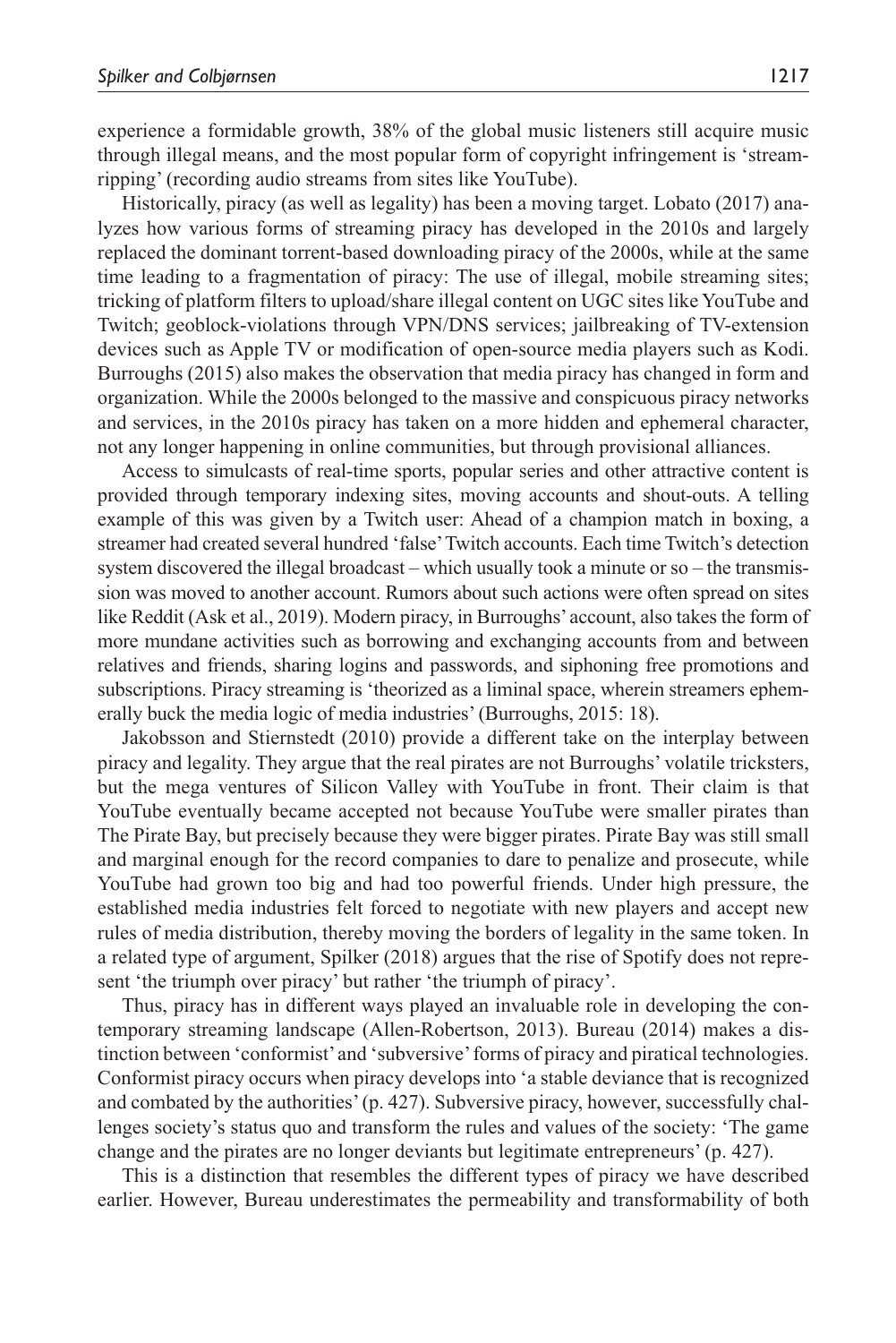experience a formidable growth, 38% of the global music listeners still acquire music through illegal means, and the most popular form of copyright infringement is 'stream-ripping' (recording audio streams from sites like YouTube).

Historically, piracy (as well as legality) has been a moving target. Lobato (2017) analyzes how various forms of streaming piracy has developed in the 2010s and largely replaced the dominant torrent-based downloading piracy of the 2000s, while at the same time leading to a fragmentation of piracy: The use of illegal, mobile streaming sites; tricking of platform filters to upload/share illegal content on UGC sites like YouTube and Twitch; geoblock-violations through VPN/DNS services; jailbreaking of TV-extension devices such as Apple TV or modification of open-source media players such as Kodi. Burroughs (2015) also makes the observation that media piracy has changed in form and organization. While the 2000s belonged to the massive and conspicuous piracy networks and services, in the 2010s piracy has taken on a more hidden and ephemeral character, not any longer happening in online communities, but through provisional alliances.

Access to simulcasts of real-time sports, popular series and other attractive content is provided through temporary indexing sites, moving accounts and shout-outs. A telling example of this was given by a Twitch user: Ahead of a champion match in boxing, a streamer had created several hundred 'false' Twitch accounts. Each time Twitch's detection system discovered the illegal broadcast – which usually took a minute or so – the transmission was moved to another account. Rumors about such actions were often spread on sites like Reddit (Ask et al., 2019). Modern piracy, in Burroughs' account, also takes the form of more mundane activities such as borrowing and exchanging accounts from and between relatives and friends, sharing logins and passwords, and siphoning free promotions and subscriptions. Piracy streaming is 'theorized as a liminal space, wherein streamers ephemerally buck the media logic of media industries' (Burroughs, 2015: 18).

Jakobsson and Stiernstedt (2010) provide a different take on the interplay between piracy and legality. They argue that the real pirates are not Burroughs' volatile tricksters, but the mega ventures of Silicon Valley with YouTube in front. Their claim is that YouTube eventually became accepted not because YouTube were smaller pirates than The Pirate Bay, but precisely because they were bigger pirates. Pirate Bay was still small and marginal enough for the record companies to dare to penalize and prosecute, while YouTube had grown too big and had too powerful friends. Under high pressure, the established media industries felt forced to negotiate with new players and accept new rules of media distribution, thereby moving the borders of legality in the same token. In a related type of argument, Spilker (2018) argues that the rise of Spotify does not represent 'the triumph over piracy' but rather 'the triumph of piracy'.

Thus, piracy has in different ways played an invaluable role in developing the contemporary streaming landscape (Allen-Robertson, 2013). Bureau (2014) makes a distinction between 'conformist' and 'subversive' forms of piracy and piratical technologies. Conformist piracy occurs when piracy develops into 'a stable deviance that is recognized and combated by the authorities' (p. 427). Subversive piracy, however, successfully challenges society's status quo and transform the rules and values of the society: 'The game change and the pirates are no longer deviants but legitimate entrepreneurs' (p. 427).

This is a distinction that resembles the different types of piracy we have described earlier. However, Bureau underestimates the permeability and transformability of both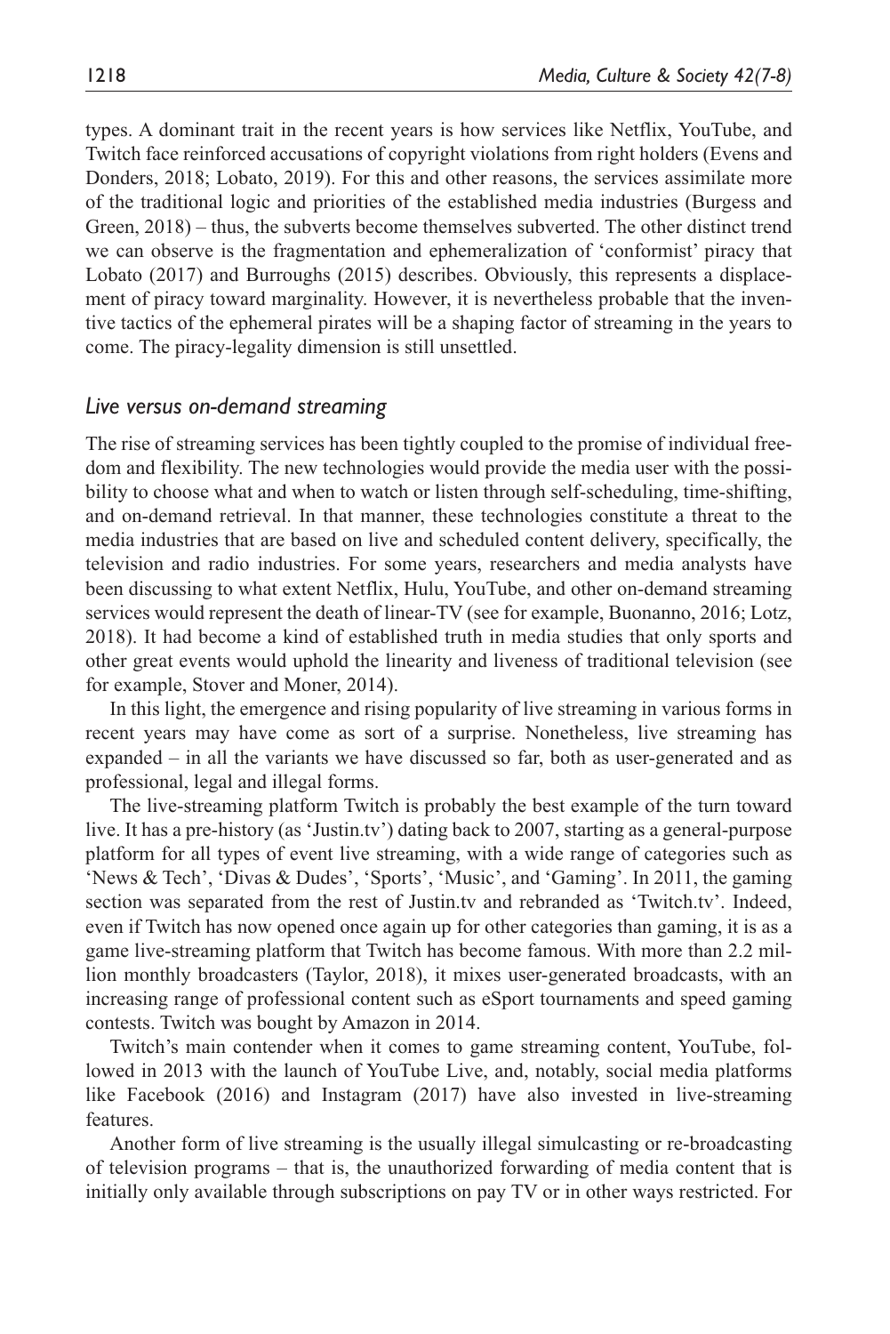types. A dominant trait in the recent years is how services like Netflix, YouTube, and Twitch face reinforced accusations of copyright violations from right holders (Evens and Donders, 2018; Lobato, 2019). For this and other reasons, the services assimilate more of the traditional logic and priorities of the established media industries (Burgess and Green, 2018) – thus, the subverts become themselves subverted. The other distinct trend we can observe is the fragmentation and ephemeralization of 'conformist' piracy that Lobato (2017) and Burroughs (2015) describes. Obviously, this represents a displacement of piracy toward marginality. However, it is nevertheless probable that the inventive tactics of the ephemeral pirates will be a shaping factor of streaming in the years to come. The piracy-legality dimension is still unsettled.

### *Live versus on-demand streaming*

The rise of streaming services has been tightly coupled to the promise of individual freedom and flexibility. The new technologies would provide the media user with the possibility to choose what and when to watch or listen through self-scheduling, time-shifting, and on-demand retrieval. In that manner, these technologies constitute a threat to the media industries that are based on live and scheduled content delivery, specifically, the television and radio industries. For some years, researchers and media analysts have been discussing to what extent Netflix, Hulu, YouTube, and other on-demand streaming services would represent the death of linear-TV (see for example, Buonanno, 2016; Lotz, 2018). It had become a kind of established truth in media studies that only sports and other great events would uphold the linearity and liveness of traditional television (see for example, Stover and Moner, 2014).

In this light, the emergence and rising popularity of live streaming in various forms in recent years may have come as sort of a surprise. Nonetheless, live streaming has expanded – in all the variants we have discussed so far, both as user-generated and as professional, legal and illegal forms.

The live-streaming platform Twitch is probably the best example of the turn toward live. It has a pre-history (as 'Justin.tv') dating back to 2007, starting as a general-purpose platform for all types of event live streaming, with a wide range of categories such as 'News & Tech', 'Divas & Dudes', 'Sports', 'Music', and 'Gaming'. In 2011, the gaming section was separated from the rest of Justin.tv and rebranded as 'Twitch.tv'. Indeed, even if Twitch has now opened once again up for other categories than gaming, it is as a game live-streaming platform that Twitch has become famous. With more than 2.2 million monthly broadcasters (Taylor, 2018), it mixes user-generated broadcasts, with an increasing range of professional content such as eSport tournaments and speed gaming contests. Twitch was bought by Amazon in 2014.

Twitch's main contender when it comes to game streaming content, YouTube, followed in 2013 with the launch of YouTube Live, and, notably, social media platforms like Facebook (2016) and Instagram (2017) have also invested in live-streaming features.

Another form of live streaming is the usually illegal simulcasting or re-broadcasting of television programs – that is, the unauthorized forwarding of media content that is initially only available through subscriptions on pay TV or in other ways restricted. For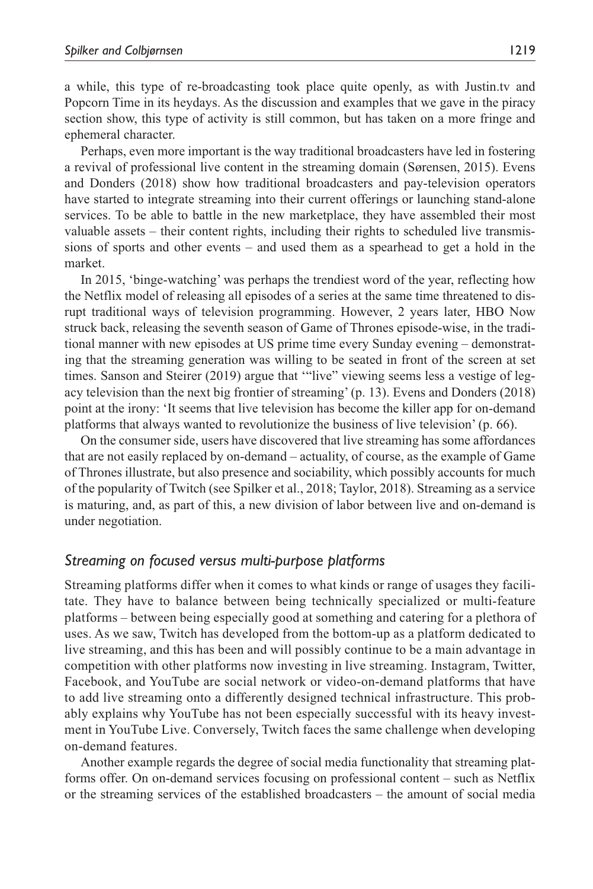a while, this type of re-broadcasting took place quite openly, as with Justin.tv and Popcorn Time in its heydays. As the discussion and examples that we gave in the piracy section show, this type of activity is still common, but has taken on a more fringe and ephemeral character.

Perhaps, even more important is the way traditional broadcasters have led in fostering a revival of professional live content in the streaming domain (Sørensen, 2015). Evens and Donders (2018) show how traditional broadcasters and pay-television operators have started to integrate streaming into their current offerings or launching stand-alone services. To be able to battle in the new marketplace, they have assembled their most valuable assets – their content rights, including their rights to scheduled live transmissions of sports and other events – and used them as a spearhead to get a hold in the market.

In 2015, 'binge-watching' was perhaps the trendiest word of the year, reflecting how the Netflix model of releasing all episodes of a series at the same time threatened to disrupt traditional ways of television programming. However, 2 years later, HBO Now struck back, releasing the seventh season of Game of Thrones episode-wise, in the traditional manner with new episodes at US prime time every Sunday evening – demonstrating that the streaming generation was willing to be seated in front of the screen at set times. Sanson and Steirer (2019) argue that '"live" viewing seems less a vestige of legacy television than the next big frontier of streaming' (p. 13). Evens and Donders (2018) point at the irony: 'It seems that live television has become the killer app for on-demand platforms that always wanted to revolutionize the business of live television' (p. 66).

On the consumer side, users have discovered that live streaming has some affordances that are not easily replaced by on-demand – actuality, of course, as the example of Game of Thrones illustrate, but also presence and sociability, which possibly accounts for much of the popularity of Twitch (see Spilker et al., 2018; Taylor, 2018). Streaming as a service is maturing, and, as part of this, a new division of labor between live and on-demand is under negotiation.

### *Streaming on focused versus multi-purpose platforms*

Streaming platforms differ when it comes to what kinds or range of usages they facilitate. They have to balance between being technically specialized or multi-feature platforms – between being especially good at something and catering for a plethora of uses. As we saw, Twitch has developed from the bottom-up as a platform dedicated to live streaming, and this has been and will possibly continue to be a main advantage in competition with other platforms now investing in live streaming. Instagram, Twitter, Facebook, and YouTube are social network or video-on-demand platforms that have to add live streaming onto a differently designed technical infrastructure. This probably explains why YouTube has not been especially successful with its heavy investment in YouTube Live. Conversely, Twitch faces the same challenge when developing on-demand features.

Another example regards the degree of social media functionality that streaming platforms offer. On on-demand services focusing on professional content – such as Netflix or the streaming services of the established broadcasters – the amount of social media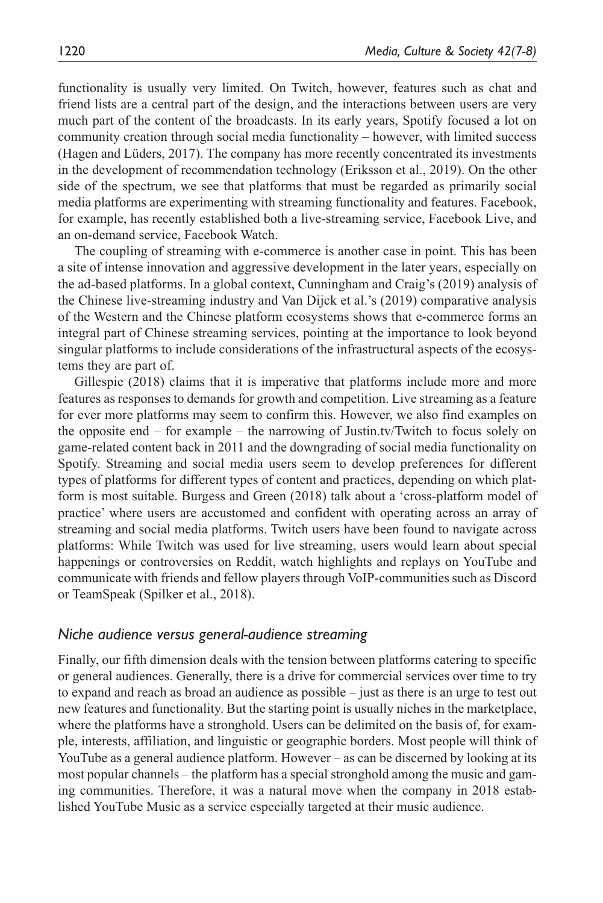functionality is usually very limited. On Twitch, however, features such as chat and friend lists are a central part of the design, and the interactions between users are very much part of the content of the broadcasts. In its early years, Spotify focused a lot on community creation through social media functionality – however, with limited success (Hagen and Lüders, 2017). The company has more recently concentrated its investments in the development of recommendation technology (Eriksson et al., 2019). On the other side of the spectrum, we see that platforms that must be regarded as primarily social media platforms are experimenting with streaming functionality and features. Facebook, for example, has recently established both a live-streaming service, Facebook Live, and an on-demand service, Facebook Watch.

The coupling of streaming with e-commerce is another case in point. This has been a site of intense innovation and aggressive development in the later years, especially on the ad-based platforms. In a global context, Cunningham and Craig's (2019) analysis of the Chinese live-streaming industry and Van Dijck et al.'s (2019) comparative analysis of the Western and the Chinese platform ecosystems shows that e-commerce forms an integral part of Chinese streaming services, pointing at the importance to look beyond singular platforms to include considerations of the infrastructural aspects of the ecosystems they are part of.

Gillespie (2018) claims that it is imperative that platforms include more and more features as responses to demands for growth and competition. Live streaming as a feature for ever more platforms may seem to confirm this. However, we also find examples on the opposite end – for example – the narrowing of Justin.tv/Twitch to focus solely on game-related content back in 2011 and the downgrading of social media functionality on Spotify. Streaming and social media users seem to develop preferences for different types of platforms for different types of content and practices, depending on which platform is most suitable. Burgess and Green (2018) talk about a 'cross-platform model of practice' where users are accustomed and confident with operating across an array of streaming and social media platforms. Twitch users have been found to navigate across platforms: While Twitch was used for live streaming, users would learn about special happenings or controversies on Reddit, watch highlights and replays on YouTube and communicate with friends and fellow players through VoIP-communities such as Discord or TeamSpeak (Spilker et al., 2018).

### *Niche audience versus general-audience streaming*

Finally, our fifth dimension deals with the tension between platforms catering to specific or general audiences. Generally, there is a drive for commercial services over time to try to expand and reach as broad an audience as possible – just as there is an urge to test out new features and functionality. But the starting point is usually niches in the marketplace, where the platforms have a stronghold. Users can be delimited on the basis of, for example, interests, affiliation, and linguistic or geographic borders. Most people will think of YouTube as a general audience platform. However – as can be discerned by looking at its most popular channels – the platform has a special stronghold among the music and gaming communities. Therefore, it was a natural move when the company in 2018 established YouTube Music as a service especially targeted at their music audience.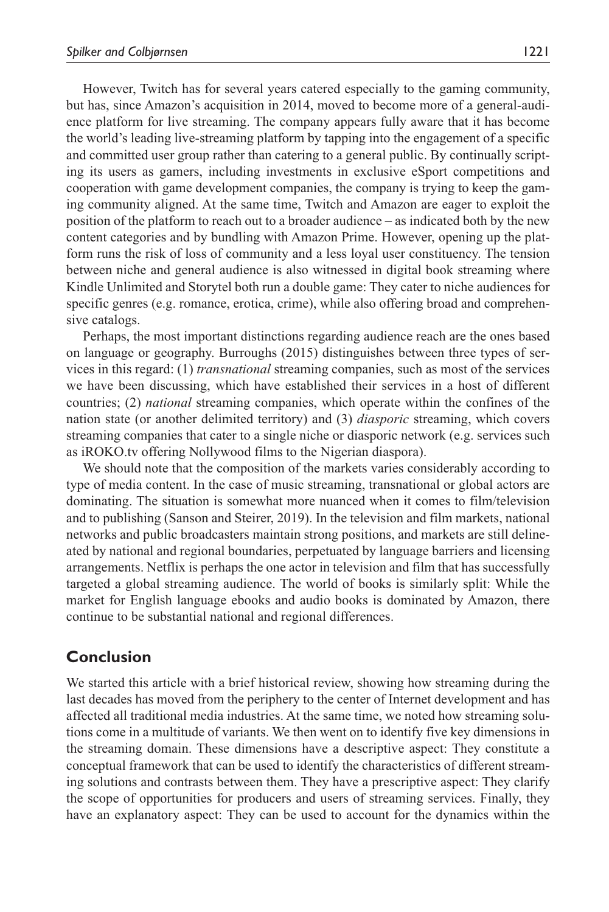However, Twitch has for several years catered especially to the gaming community, but has, since Amazon's acquisition in 2014, moved to become more of a general-audience platform for live streaming. The company appears fully aware that it has become the world's leading live-streaming platform by tapping into the engagement of a specific and committed user group rather than catering to a general public. By continually scripting its users as gamers, including investments in exclusive eSport competitions and cooperation with game development companies, the company is trying to keep the gaming community aligned. At the same time, Twitch and Amazon are eager to exploit the position of the platform to reach out to a broader audience – as indicated both by the new content categories and by bundling with Amazon Prime. However, opening up the platform runs the risk of loss of community and a less loyal user constituency. The tension between niche and general audience is also witnessed in digital book streaming where Kindle Unlimited and Storytel both run a double game: They cater to niche audiences for specific genres (e.g. romance, erotica, crime), while also offering broad and comprehensive catalogs.

Perhaps, the most important distinctions regarding audience reach are the ones based on language or geography. Burroughs (2015) distinguishes between three types of services in this regard: (1) *transnational* streaming companies, such as most of the services we have been discussing, which have established their services in a host of different countries; (2) *national* streaming companies, which operate within the confines of the nation state (or another delimited territory) and (3) *diasporic* streaming, which covers streaming companies that cater to a single niche or diasporic network (e.g. services such as iROKO.tv offering Nollywood films to the Nigerian diaspora).

We should note that the composition of the markets varies considerably according to type of media content. In the case of music streaming, transnational or global actors are dominating. The situation is somewhat more nuanced when it comes to film/television and to publishing (Sanson and Steirer, 2019). In the television and film markets, national networks and public broadcasters maintain strong positions, and markets are still delineated by national and regional boundaries, perpetuated by language barriers and licensing arrangements. Netflix is perhaps the one actor in television and film that has successfully targeted a global streaming audience. The world of books is similarly split: While the market for English language ebooks and audio books is dominated by Amazon, there continue to be substantial national and regional differences.

## Conclusion

We started this article with a brief historical review, showing how streaming during the last decades has moved from the periphery to the center of Internet development and has affected all traditional media industries. At the same time, we noted how streaming solutions come in a multitude of variants. We then went on to identify five key dimensions in the streaming domain. These dimensions have a descriptive aspect: They constitute a conceptual framework that can be used to identify the characteristics of different streaming solutions and contrasts between them. They have a prescriptive aspect: They clarify the scope of opportunities for producers and users of streaming services. Finally, they have an explanatory aspect: They can be used to account for the dynamics within the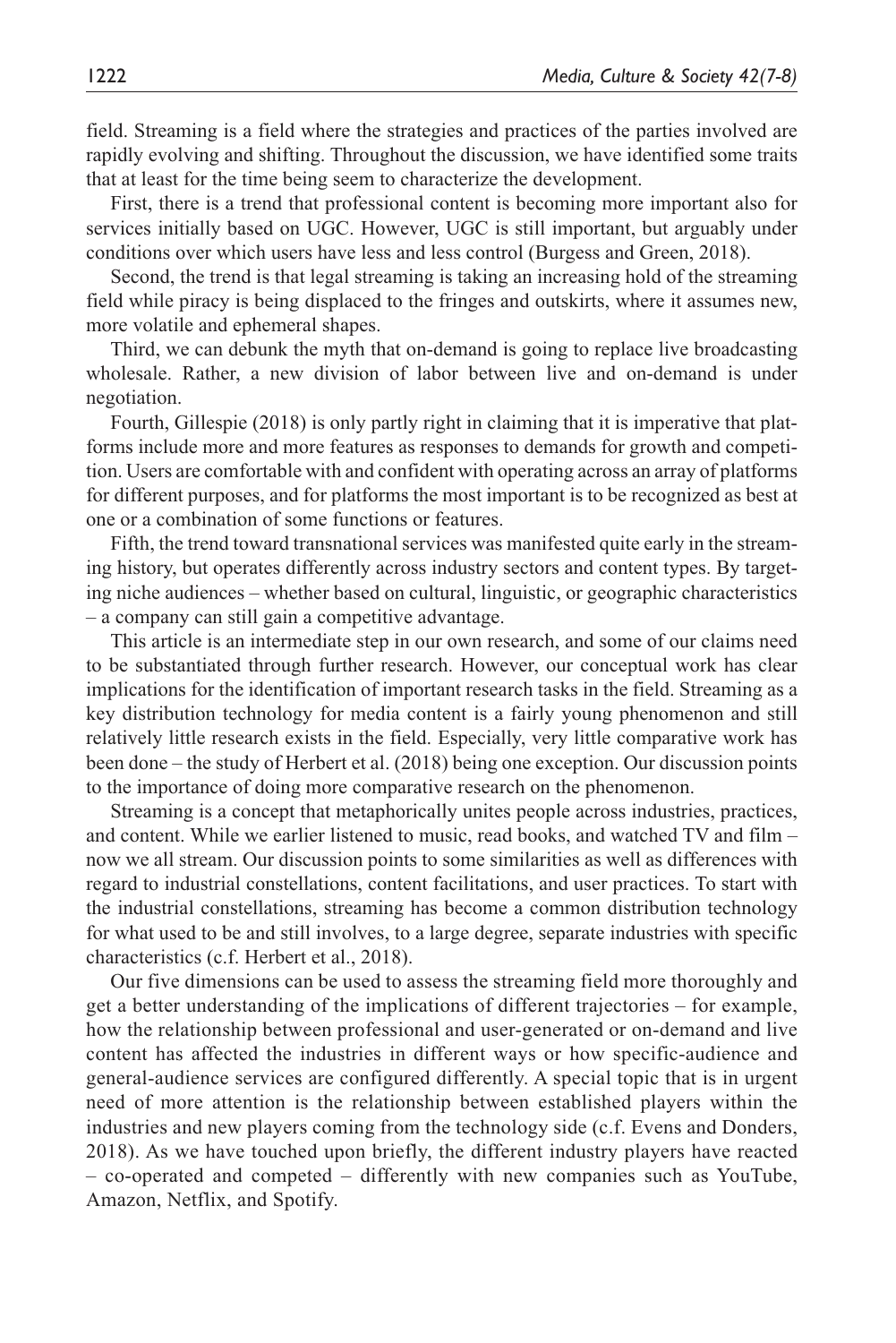field. Streaming is a field where the strategies and practices of the parties involved are rapidly evolving and shifting. Throughout the discussion, we have identified some traits that at least for the time being seem to characterize the development.

First, there is a trend that professional content is becoming more important also for services initially based on UGC. However, UGC is still important, but arguably under conditions over which users have less and less control (Burgess and Green, 2018).

Second, the trend is that legal streaming is taking an increasing hold of the streaming field while piracy is being displaced to the fringes and outskirts, where it assumes new, more volatile and ephemeral shapes.

Third, we can debunk the myth that on-demand is going to replace live broadcasting wholesale. Rather, a new division of labor between live and on-demand is under negotiation.

Fourth, Gillespie (2018) is only partly right in claiming that it is imperative that platforms include more and more features as responses to demands for growth and competition. Users are comfortable with and confident with operating across an array of platforms for different purposes, and for platforms the most important is to be recognized as best at one or a combination of some functions or features.

Fifth, the trend toward transnational services was manifested quite early in the streaming history, but operates differently across industry sectors and content types. By targeting niche audiences – whether based on cultural, linguistic, or geographic characteristics – a company can still gain a competitive advantage.

This article is an intermediate step in our own research, and some of our claims need to be substantiated through further research. However, our conceptual work has clear implications for the identification of important research tasks in the field. Streaming as a key distribution technology for media content is a fairly young phenomenon and still relatively little research exists in the field. Especially, very little comparative work has been done – the study of Herbert et al. (2018) being one exception. Our discussion points to the importance of doing more comparative research on the phenomenon.

Streaming is a concept that metaphorically unites people across industries, practices, and content. While we earlier listened to music, read books, and watched TV and film – now we all stream. Our discussion points to some similarities as well as differences with regard to industrial constellations, content facilitations, and user practices. To start with the industrial constellations, streaming has become a common distribution technology for what used to be and still involves, to a large degree, separate industries with specific characteristics (c.f. Herbert et al., 2018).

Our five dimensions can be used to assess the streaming field more thoroughly and get a better understanding of the implications of different trajectories – for example, how the relationship between professional and user-generated or on-demand and live content has affected the industries in different ways or how specific-audience and general-audience services are configured differently. A special topic that is in urgent need of more attention is the relationship between established players within the industries and new players coming from the technology side (c.f. Evens and Donders, 2018). As we have touched upon briefly, the different industry players have reacted – co-operated and competed – differently with new companies such as YouTube, Amazon, Netflix, and Spotify.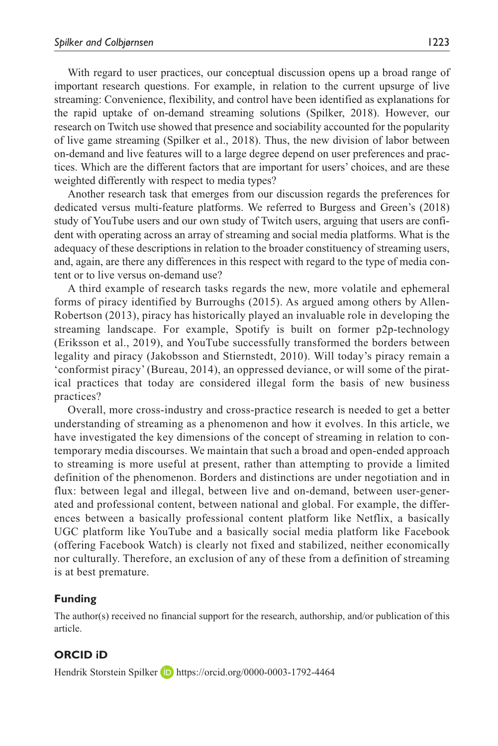With regard to user practices, our conceptual discussion opens up a broad range of important research questions. For example, in relation to the current upsurge of live streaming: Convenience, flexibility, and control have been identified as explanations for the rapid uptake of on-demand streaming solutions (Spilker, 2018). However, our research on Twitch use showed that presence and sociability accounted for the popularity of live game streaming (Spilker et al., 2018). Thus, the new division of labor between on-demand and live features will to a large degree depend on user preferences and practices. Which are the different factors that are important for users' choices, and are these weighted differently with respect to media types?

Another research task that emerges from our discussion regards the preferences for dedicated versus multi-feature platforms. We referred to Burgess and Green's (2018) study of YouTube users and our own study of Twitch users, arguing that users are confident with operating across an array of streaming and social media platforms. What is the adequacy of these descriptions in relation to the broader constituency of streaming users, and, again, are there any differences in this respect with regard to the type of media content or to live versus on-demand use?

A third example of research tasks regards the new, more volatile and ephemeral forms of piracy identified by Burroughs (2015). As argued among others by Allen-Robertson (2013), piracy has historically played an invaluable role in developing the streaming landscape. For example, Spotify is built on former p2p-technology (Eriksson et al., 2019), and YouTube successfully transformed the borders between legality and piracy (Jakobsson and Stiernstedt, 2010). Will today's piracy remain a 'conformist piracy' (Bureau, 2014), an oppressed deviance, or will some of the piratical practices that today are considered illegal form the basis of new business practices?

Overall, more cross-industry and cross-practice research is needed to get a better understanding of streaming as a phenomenon and how it evolves. In this article, we have investigated the key dimensions of the concept of streaming in relation to contemporary media discourses. We maintain that such a broad and open-ended approach to streaming is more useful at present, rather than attempting to provide a limited definition of the phenomenon. Borders and distinctions are under negotiation and in flux: between legal and illegal, between live and on-demand, between user-generated and professional content, between national and global. For example, the differences between a basically professional content platform like Netflix, a basically UGC platform like YouTube and a basically social media platform like Facebook (offering Facebook Watch) is clearly not fixed and stabilized, neither economically nor culturally. Therefore, an exclusion of any of these from a definition of streaming is at best premature.

## Funding

The author(s) received no financial support for the research, authorship, and/or publication of this article.

## ORCID iD

Hendrik Storstein Spilker https://orcid.org/0000-0003-1792-4464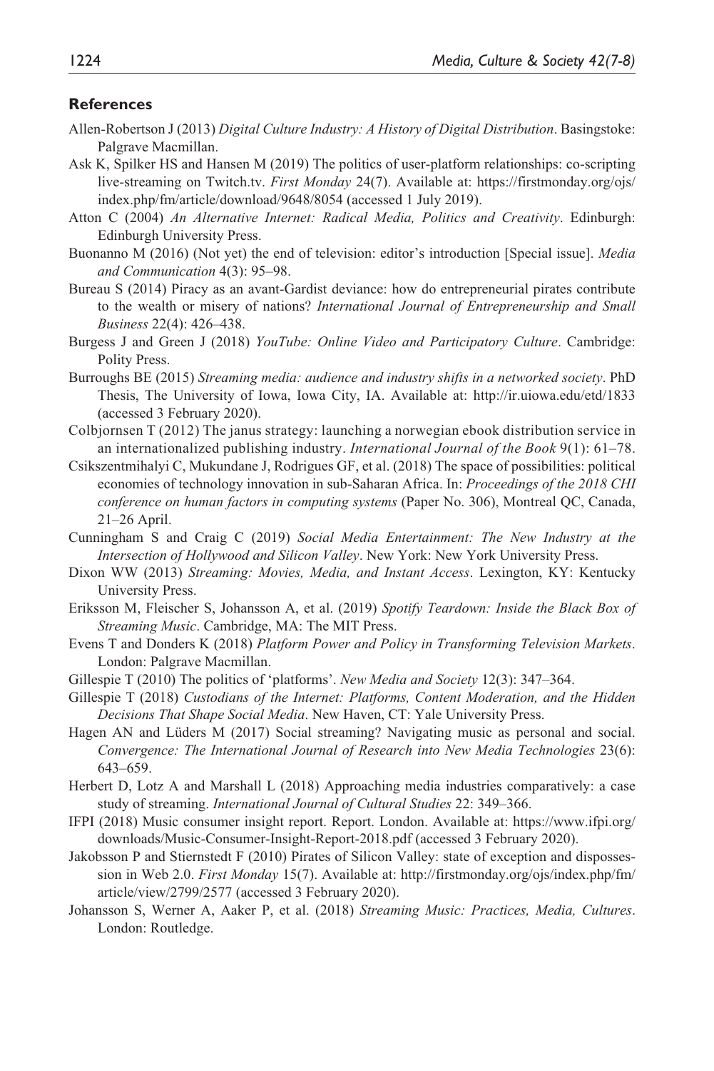## References

Allen-Robertson J (2013) *Digital Culture Industry: A History of Digital Distribution*. Basingstoke: Palgrave Macmillan.

Ask K, Spilker HS and Hansen M (2019) The politics of user-platform relationships: co-scripting live-streaming on Twitch.tv. *First Monday* 24(7). Available at: https://firstmonday.org/ojs/index.php/fm/article/download/9648/8054 (accessed 1 July 2019).

Atton C (2004) *An Alternative Internet: Radical Media, Politics and Creativity*. Edinburgh: Edinburgh University Press.

Buonanno M (2016) (Not yet) the end of television: editor's introduction [Special issue]. *Media and Communication* 4(3): 95–98.

Bureau S (2014) Piracy as an avant-Gardist deviance: how do entrepreneurial pirates contribute to the wealth or misery of nations? *International Journal of Entrepreneurship and Small Business* 22(4): 426–438.

Burgess J and Green J (2018) *YouTube: Online Video and Participatory Culture*. Cambridge: Polity Press.

Burroughs BE (2015) *Streaming media: audience and industry shifts in a networked society*. PhD Thesis, The University of Iowa, Iowa City, IA. Available at: http://ir.uiowa.edu/etd/1833 (accessed 3 February 2020).

Colbjornsen T (2012) The janus strategy: launching a norwegian ebook distribution service in an internationalized publishing industry. *International Journal of the Book* 9(1): 61–78.

Csikszentmihalyi C, Mukundane J, Rodrigues GF, et al. (2018) The space of possibilities: political economies of technology innovation in sub-Saharan Africa. In: *Proceedings of the 2018 CHI conference on human factors in computing systems* (Paper No. 306), Montreal QC, Canada, 21–26 April.

Cunningham S and Craig C (2019) *Social Media Entertainment: The New Industry at the Intersection of Hollywood and Silicon Valley*. New York: New York University Press.

Dixon WW (2013) *Streaming: Movies, Media, and Instant Access*. Lexington, KY: Kentucky University Press.

Eriksson M, Fleischer S, Johansson A, et al. (2019) *Spotify Teardown: Inside the Black Box of Streaming Music*. Cambridge, MA: The MIT Press.

Evens T and Donders K (2018) *Platform Power and Policy in Transforming Television Markets*. London: Palgrave Macmillan.

Gillespie T (2010) The politics of 'platforms'. *New Media and Society* 12(3): 347–364.

Gillespie T (2018) *Custodians of the Internet: Platforms, Content Moderation, and the Hidden Decisions That Shape Social Media*. New Haven, CT: Yale University Press.

Hagen AN and Lüders M (2017) Social streaming? Navigating music as personal and social. *Convergence: The International Journal of Research into New Media Technologies* 23(6): 643–659.

Herbert D, Lotz A and Marshall L (2018) Approaching media industries comparatively: a case study of streaming. *International Journal of Cultural Studies* 22: 349–366.

IFPI (2018) Music consumer insight report. Report. London. Available at: https://www.ifpi.org/downloads/Music-Consumer-Insight-Report-2018.pdf (accessed 3 February 2020).

Jakobsson P and Stiernstedt F (2010) Pirates of Silicon Valley: state of exception and dispossession in Web 2.0. *First Monday* 15(7). Available at: http://firstmonday.org/ojs/index.php/fm/article/view/2799/2577 (accessed 3 February 2020).

Johansson S, Werner A, Aaker P, et al. (2018) *Streaming Music: Practices, Media, Cultures*. London: Routledge.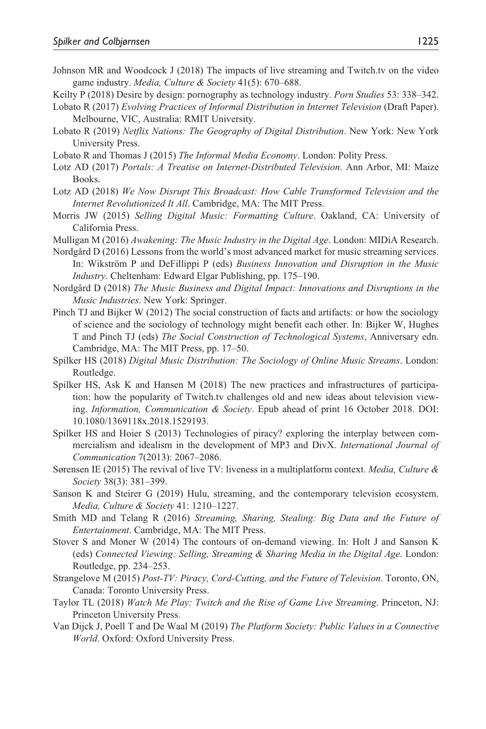Johnson MR and Woodcock J (2018) The impacts of live streaming and Twitch.tv on the video game industry. *Media, Culture & Society* 41(5): 670–688.

Keilty P (2018) Desire by design: pornography as technology industry. *Porn Studies* 53: 338–342.

Lobato R (2017) *Evolving Practices of Informal Distribution in Internet Television* (Draft Paper). Melbourne, VIC, Australia: RMIT University.

Lobato R (2019) *Netflix Nations: The Geography of Digital Distribution*. New York: New York University Press.

Lobato R and Thomas J (2015) *The Informal Media Economy*. London: Polity Press.

Lotz AD (2017) *Portals: A Treatise on Internet-Distributed Television*. Ann Arbor, MI: Maize Books.

Lotz AD (2018) *We Now Disrupt This Broadcast: How Cable Transformed Television and the Internet Revolutionized It All*. Cambridge, MA: The MIT Press.

Morris JW (2015) *Selling Digital Music: Formatting Culture*. Oakland, CA: University of California Press.

Mulligan M (2016) *Awakening: The Music Industry in the Digital Age*. London: MIDiA Research.

Nordgård D (2016) Lessons from the world's most advanced market for music streaming services. In: Wikström P and DeFillippi P (eds) *Business Innovation and Disruption in the Music Industry*. Cheltenham: Edward Elgar Publishing, pp. 175–190.

Nordgård D (2018) *The Music Business and Digital Impact: Innovations and Disruptions in the Music Industries*. New York: Springer.

Pinch TJ and Bijker W (2012) The social construction of facts and artifacts: or how the sociology of science and the sociology of technology might benefit each other. In: Bijker W, Hughes T and Pinch TJ (eds) *The Social Construction of Technological Systems*, Anniversary edn. Cambridge, MA: The MIT Press, pp. 17–50.

Spilker HS (2018) *Digital Music Distribution: The Sociology of Online Music Streams*. London: Routledge.

Spilker HS, Ask K and Hansen M (2018) The new practices and infrastructures of participation: how the popularity of Twitch.tv challenges old and new ideas about television viewing. *Information, Communication & Society*. Epub ahead of print 16 October 2018. DOI: 10.1080/1369118x.2018.1529193.

Spilker HS and Hoier S (2013) Technologies of piracy? exploring the interplay between commercialism and idealism in the development of MP3 and DivX. *International Journal of Communication* 7(2013): 2067–2086.

Sørensen IE (2015) The revival of live TV: liveness in a multiplatform context. *Media, Culture & Society* 38(3): 381–399.

Sanson K and Steirer G (2019) Hulu, streaming, and the contemporary television ecosystem. *Media, Culture & Society* 41: 1210–1227.

Smith MD and Telang R (2016) *Streaming, Sharing, Stealing: Big Data and the Future of Entertainment*. Cambridge, MA: The MIT Press.

Stover S and Moner W (2014) The contours of on-demand viewing. In: Holt J and Sanson K (eds) *Connected Viewing: Selling, Streaming & Sharing Media in the Digital Age*. London: Routledge, pp. 234–253.

Strangelove M (2015) *Post-TV: Piracy, Cord-Cutting, and the Future of Television*. Toronto, ON, Canada: Toronto University Press.

Taylor TL (2018) *Watch Me Play: Twitch and the Rise of Game Live Streaming*. Princeton, NJ: Princeton University Press.

Van Dijck J, Poell T and De Waal M (2019) *The Platform Society: Public Values in a Connective World*. Oxford: Oxford University Press.